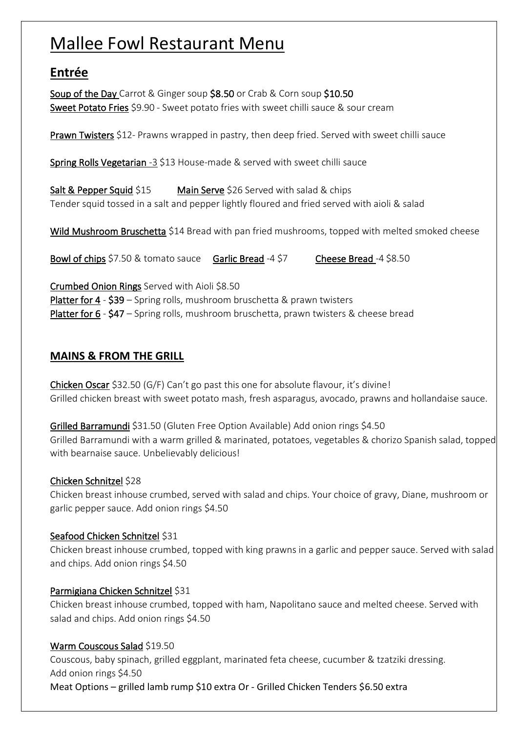# Mallee Fowl Restaurant Menu

## Entrée

**Soup of the Day** Carrot & Ginger soup **$8.50** or Crab & Corn soup **$10.50**
**Sweet Potato Fries** $9.90 - Sweet potato fries with sweet chilli sauce & sour cream

**Prawn Twisters** $12- Prawns wrapped in pastry, then deep fried. Served with sweet chilli sauce

**Spring Rolls Vegetarian** -3 $13 House-made & served with sweet chilli sauce

**Salt & Pepper Squid** $15 **Main Serve** $26 Served with salad & chips
Tender squid tossed in a salt and pepper lightly floured and fried served with aioli & salad

**Wild Mushroom Bruschetta** $14 Bread with pan fried mushrooms, topped with melted smoked cheese

**Bowl of chips** $7.50 & tomato sauce **Garlic Bread** -4 $7 **Cheese Bread** -4 $8.50

**Crumbed Onion Rings** Served with Aioli $8.50
**Platter for 4** - **$39** – Spring rolls, mushroom bruschetta & prawn twisters
**Platter for 6** - **$47** – Spring rolls, mushroom bruschetta, prawn twisters & cheese bread

## MAINS & FROM THE GRILL

**Chicken Oscar** $32.50 (G/F) Can't go past this one for absolute flavour, it's divine!
Grilled chicken breast with sweet potato mash, fresh asparagus, avocado, prawns and hollandaise sauce.

**Grilled Barramundi** $31.50 (Gluten Free Option Available) Add onion rings $4.50
Grilled Barramundi with a warm grilled & marinated, potatoes, vegetables & chorizo Spanish salad, topped with bearnaise sauce. Unbelievably delicious!

**Chicken Schnitzel** $28
Chicken breast inhouse crumbed, served with salad and chips. Your choice of gravy, Diane, mushroom or garlic pepper sauce. Add onion rings $4.50

**Seafood Chicken Schnitzel** $31
Chicken breast inhouse crumbed, topped with king prawns in a garlic and pepper sauce. Served with salad and chips. Add onion rings $4.50

**Parmigiana Chicken Schnitzel** $31
Chicken breast inhouse crumbed, topped with ham, Napolitano sauce and melted cheese. Served with salad and chips. Add onion rings $4.50

**Warm Couscous Salad** $19.50
Couscous, baby spinach, grilled eggplant, marinated feta cheese, cucumber & tzatziki dressing.
Add onion rings $4.50
Meat Options – grilled lamb rump $10 extra Or - Grilled Chicken Tenders $6.50 extra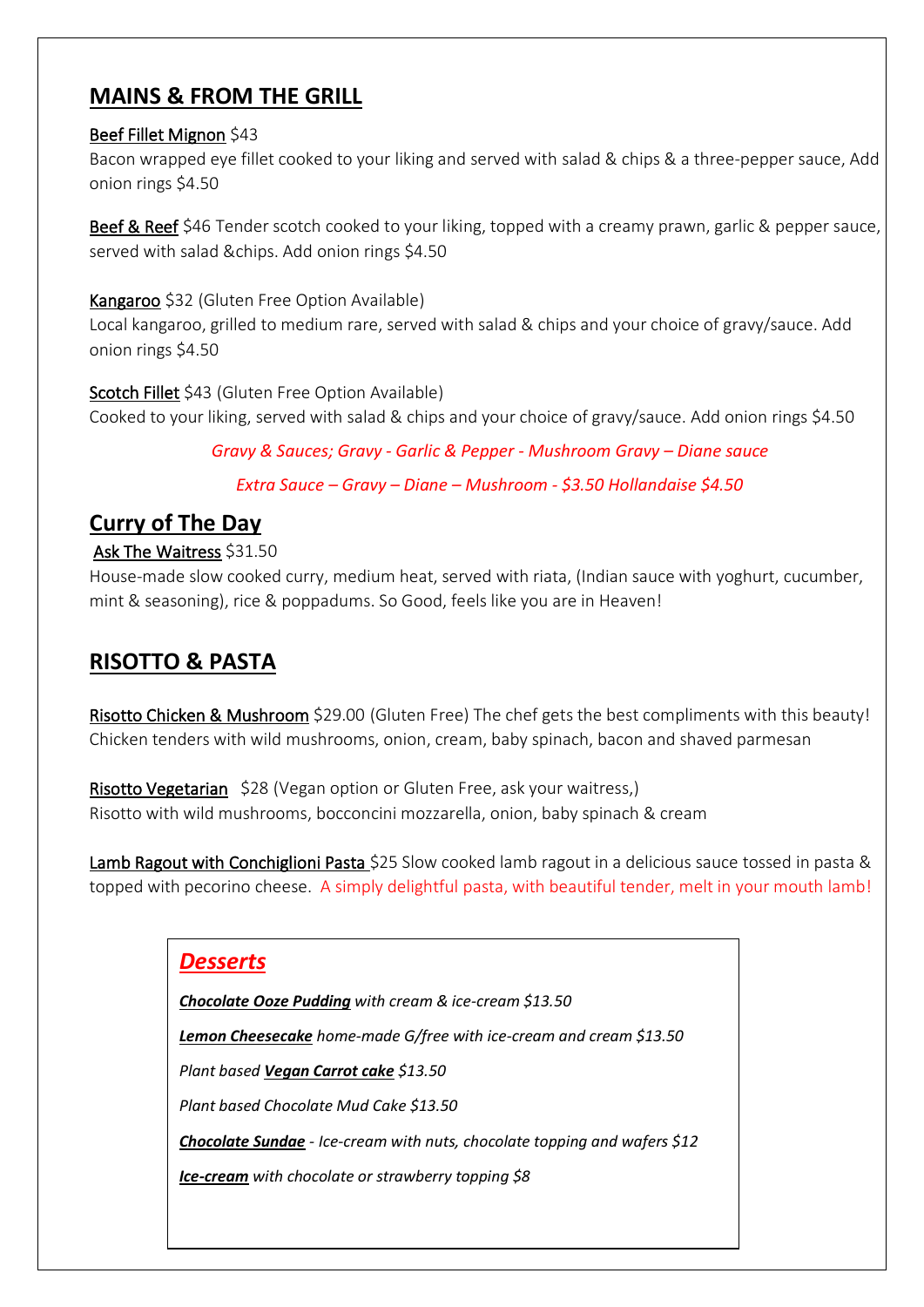## MAINS & FROM THE GRILL

Beef Fillet Mignon $43
Bacon wrapped eye fillet cooked to your liking and served with salad & chips & a three-pepper sauce, Add onion rings $4.50

Beef & Reef $46 Tender scotch cooked to your liking, topped with a creamy prawn, garlic & pepper sauce, served with salad &chips. Add onion rings $4.50

Kangaroo $32 (Gluten Free Option Available)
Local kangaroo, grilled to medium rare, served with salad & chips and your choice of gravy/sauce. Add onion rings $4.50

Scotch Fillet $43 (Gluten Free Option Available)
Cooked to your liking, served with salad & chips and your choice of gravy/sauce. Add onion rings $4.50

*Gravy & Sauces; Gravy - Garlic & Pepper - Mushroom Gravy – Diane sauce*

*Extra Sauce – Gravy – Diane – Mushroom - $3.50 Hollandaise $4.50*

## Curry of The Day

Ask The Waitress $31.50
House-made slow cooked curry, medium heat, served with riata, (Indian sauce with yoghurt, cucumber, mint & seasoning), rice & poppadums. So Good, feels like you are in Heaven!

## RISOTTO & PASTA

Risotto Chicken & Mushroom $29.00 (Gluten Free) The chef gets the best compliments with this beauty! Chicken tenders with wild mushrooms, onion, cream, baby spinach, bacon and shaved parmesan

Risotto Vegetarian $28 (Vegan option or Gluten Free, ask your waitress,)
Risotto with wild mushrooms, bocconcini mozzarella, onion, baby spinach & cream

Lamb Ragout with Conchiglioni Pasta $25 Slow cooked lamb ragout in a delicious sauce tossed in pasta & topped with pecorino cheese. A simply delightful pasta, with beautiful tender, melt in your mouth lamb!

### *Desserts*

***Chocolate Ooze Pudding*** *with cream & ice-cream $13.50*

***Lemon Cheesecake*** *home-made G/free with ice-cream and cream $13.50*

*Plant based* ***Vegan Carrot cake*** *$13.50*

*Plant based Chocolate Mud Cake $13.50*

***Chocolate Sundae*** *- Ice-cream with nuts, chocolate topping and wafers $12*

***Ice-cream*** *with chocolate or strawberry topping $8*